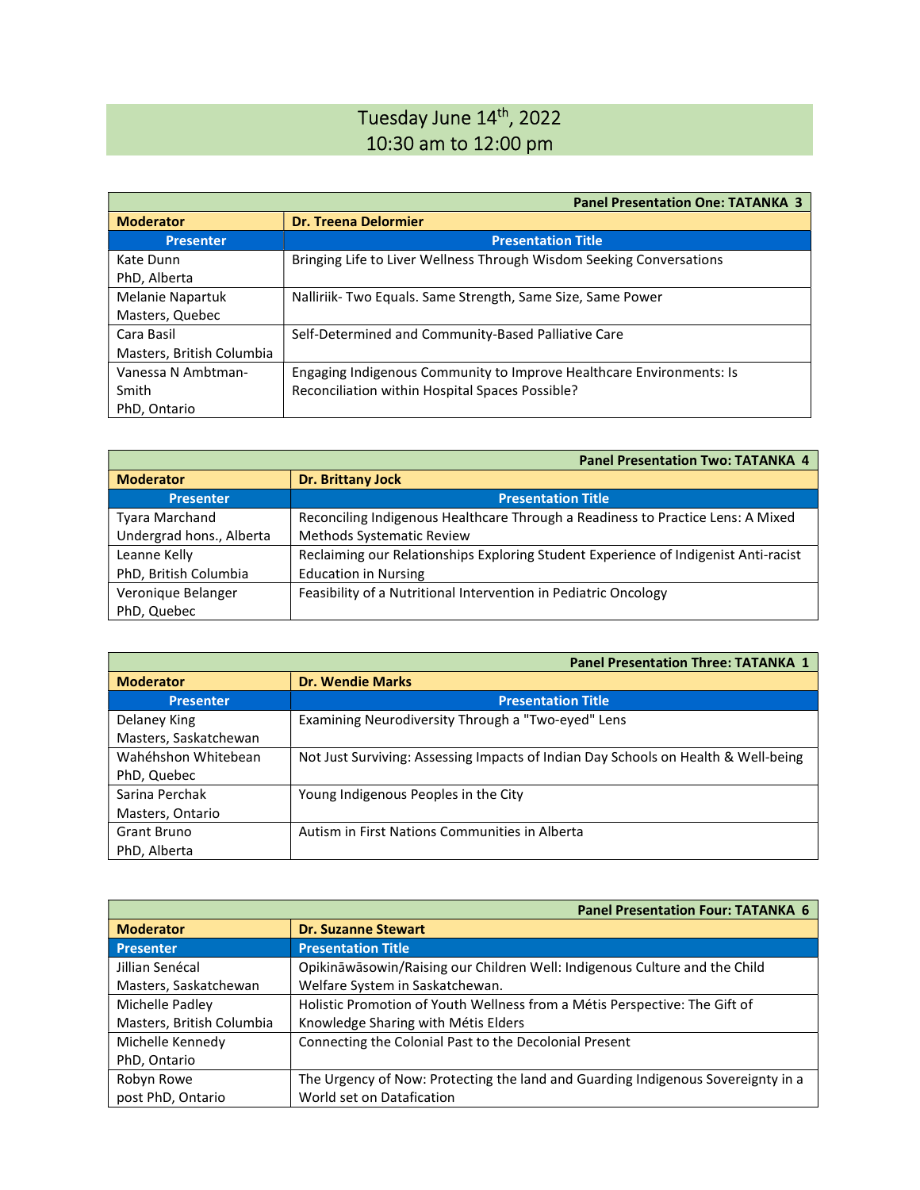# Tuesday June 14th, 2022
## 10:30 am to 12:00 pm

**Panel Presentation One: TATANKA 3**

| **Moderator** | **Dr. Treena Delormier** |
|---|---|
| **Presenter** | **Presentation Title** |
| Kate Dunn<br>PhD, Alberta | Bringing Life to Liver Wellness Through Wisdom Seeking Conversations |
| Melanie Napartuk<br>Masters, Quebec | Nalliriik- Two Equals. Same Strength, Same Size, Same Power |
| Cara Basil<br>Masters, British Columbia | Self-Determined and Community-Based Palliative Care |
| Vanessa N Ambtman-Smith<br>PhD, Ontario | Engaging Indigenous Community to Improve Healthcare Environments: Is Reconciliation within Hospital Spaces Possible? |

**Panel Presentation Two: TATANKA 4**

| **Moderator** | **Dr. Brittany Jock** |
|---|---|
| **Presenter** | **Presentation Title** |
| Tyara Marchand<br>Undergrad hons., Alberta | Reconciling Indigenous Healthcare Through a Readiness to Practice Lens: A Mixed Methods Systematic Review |
| Leanne Kelly<br>PhD, British Columbia | Reclaiming our Relationships Exploring Student Experience of Indigenist Anti-racist Education in Nursing |
| Veronique Belanger<br>PhD, Quebec | Feasibility of a Nutritional Intervention in Pediatric Oncology |

**Panel Presentation Three: TATANKA 1**

| **Moderator** | **Dr. Wendie Marks** |
|---|---|
| **Presenter** | **Presentation Title** |
| Delaney King<br>Masters, Saskatchewan | Examining Neurodiversity Through a "Two-eyed" Lens |
| Wahéhshon Whitebean<br>PhD, Quebec | Not Just Surviving: Assessing Impacts of Indian Day Schools on Health & Well-being |
| Sarina Perchak<br>Masters, Ontario | Young Indigenous Peoples in the City |
| Grant Bruno<br>PhD, Alberta | Autism in First Nations Communities in Alberta |

**Panel Presentation Four: TATANKA 6**

| **Moderator** | **Dr. Suzanne Stewart** |
|---|---|
| **Presenter** | **Presentation Title** |
| Jillian Senécal<br>Masters, Saskatchewan | Opikināwāsowin/Raising our Children Well: Indigenous Culture and the Child Welfare System in Saskatchewan. |
| Michelle Padley<br>Masters, British Columbia | Holistic Promotion of Youth Wellness from a Métis Perspective: The Gift of Knowledge Sharing with Métis Elders |
| Michelle Kennedy<br>PhD, Ontario | Connecting the Colonial Past to the Decolonial Present |
| Robyn Rowe<br>post PhD, Ontario | The Urgency of Now: Protecting the land and Guarding Indigenous Sovereignty in a World set on Datafication |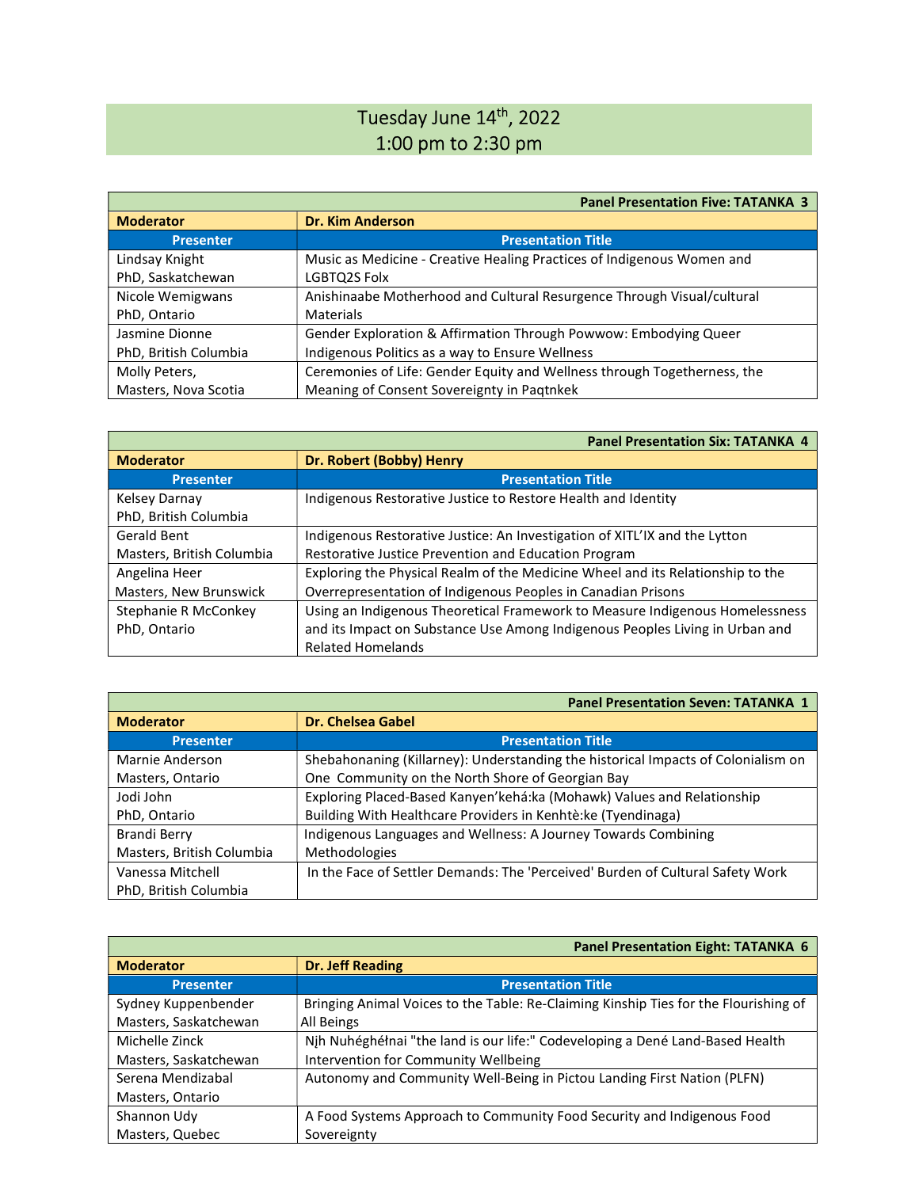## Tuesday June 14th, 2022
## 1:00 pm to 2:30 pm

| Panel Presentation Five: TATANKA 3 | |
|---|---|
| **Moderator** | **Dr. Kim Anderson** |
| **Presenter** | **Presentation Title** |
| Lindsay Knight<br>PhD, Saskatchewan | Music as Medicine - Creative Healing Practices of Indigenous Women and LGBTQ2S Folx |
| Nicole Wemigwans<br>PhD, Ontario | Anishinaabe Motherhood and Cultural Resurgence Through Visual/cultural Materials |
| Jasmine Dionne<br>PhD, British Columbia | Gender Exploration & Affirmation Through Powwow: Embodying Queer Indigenous Politics as a way to Ensure Wellness |
| Molly Peters,<br>Masters, Nova Scotia | Ceremonies of Life: Gender Equity and Wellness through Togetherness, the Meaning of Consent Sovereignty in Paqtnkek |

| Panel Presentation Six: TATANKA 4 | |
|---|---|
| **Moderator** | **Dr. Robert (Bobby) Henry** |
| **Presenter** | **Presentation Title** |
| Kelsey Darnay<br>PhD, British Columbia | Indigenous Restorative Justice to Restore Health and Identity |
| Gerald Bent<br>Masters, British Columbia | Indigenous Restorative Justice: An Investigation of XITL'IX and the Lytton Restorative Justice Prevention and Education Program |
| Angelina Heer<br>Masters, New Brunswick | Exploring the Physical Realm of the Medicine Wheel and its Relationship to the Overrepresentation of Indigenous Peoples in Canadian Prisons |
| Stephanie R McConkey<br>PhD, Ontario | Using an Indigenous Theoretical Framework to Measure Indigenous Homelessness and its Impact on Substance Use Among Indigenous Peoples Living in Urban and Related Homelands |

| Panel Presentation Seven: TATANKA 1 | |
|---|---|
| **Moderator** | **Dr. Chelsea Gabel** |
| **Presenter** | **Presentation Title** |
| Marnie Anderson<br>Masters, Ontario | Shebahonaning (Killarney): Understanding the historical Impacts of Colonialism on One Community on the North Shore of Georgian Bay |
| Jodi John<br>PhD, Ontario | Exploring Placed-Based Kanyen'kehá:ka (Mohawk) Values and Relationship Building With Healthcare Providers in Kenhtè:ke (Tyendinaga) |
| Brandi Berry<br>Masters, British Columbia | Indigenous Languages and Wellness: A Journey Towards Combining Methodologies |
| Vanessa Mitchell<br>PhD, British Columbia | In the Face of Settler Demands: The 'Perceived' Burden of Cultural Safety Work |

| Panel Presentation Eight: TATANKA 6 | |
|---|---|
| **Moderator** | **Dr. Jeff Reading** |
| **Presenter** | **Presentation Title** |
| Sydney Kuppenbender<br>Masters, Saskatchewan | Bringing Animal Voices to the Table: Re-Claiming Kinship Ties for the Flourishing of All Beings |
| Michelle Zinck<br>Masters, Saskatchewan | Nį̨h Nuhéghéłnai "the land is our life:" Codeveloping a Dené Land-Based Health Intervention for Community Wellbeing |
| Serena Mendizabal<br>Masters, Ontario | Autonomy and Community Well-Being in Pictou Landing First Nation (PLFN) |
| Shannon Udy<br>Masters, Quebec | A Food Systems Approach to Community Food Security and Indigenous Food Sovereignty |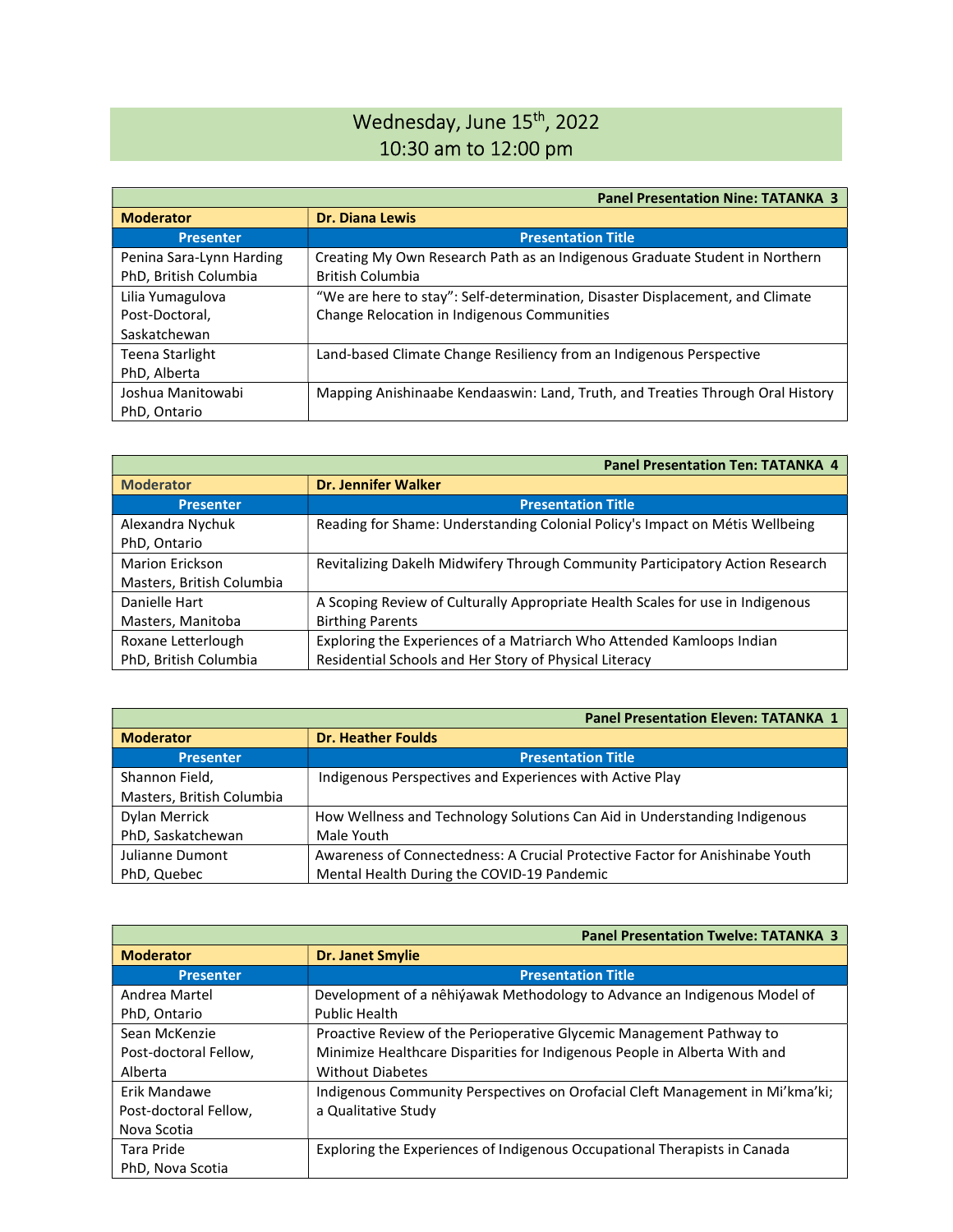# Wednesday, June 15th, 2022
## 10:30 am to 12:00 pm

| Panel Presentation Nine: TATANKA 3 | |
|---|---|
| **Moderator** | **Dr. Diana Lewis** |
| **Presenter** | **Presentation Title** |
| Penina Sara-Lynn Harding<br>PhD, British Columbia | Creating My Own Research Path as an Indigenous Graduate Student in Northern British Columbia |
| Lilia Yumagulova<br>Post-Doctoral, Saskatchewan | "We are here to stay": Self-determination, Disaster Displacement, and Climate Change Relocation in Indigenous Communities |
| Teena Starlight<br>PhD, Alberta | Land-based Climate Change Resiliency from an Indigenous Perspective |
| Joshua Manitowabi<br>PhD, Ontario | Mapping Anishinaabe Kendaaswin: Land, Truth, and Treaties Through Oral History |

| Panel Presentation Ten: TATANKA 4 | |
|---|---|
| **Moderator** | **Dr. Jennifer Walker** |
| **Presenter** | **Presentation Title** |
| Alexandra Nychuk<br>PhD, Ontario | Reading for Shame: Understanding Colonial Policy's Impact on Métis Wellbeing |
| Marion Erickson<br>Masters, British Columbia | Revitalizing Dakelh Midwifery Through Community Participatory Action Research |
| Danielle Hart<br>Masters, Manitoba | A Scoping Review of Culturally Appropriate Health Scales for use in Indigenous Birthing Parents |
| Roxane Letterlough<br>PhD, British Columbia | Exploring the Experiences of a Matriarch Who Attended Kamloops Indian Residential Schools and Her Story of Physical Literacy |

| Panel Presentation Eleven: TATANKA 1 | |
|---|---|
| **Moderator** | **Dr. Heather Foulds** |
| **Presenter** | **Presentation Title** |
| Shannon Field,<br>Masters, British Columbia | Indigenous Perspectives and Experiences with Active Play |
| Dylan Merrick<br>PhD, Saskatchewan | How Wellness and Technology Solutions Can Aid in Understanding Indigenous Male Youth |
| Julianne Dumont<br>PhD, Quebec | Awareness of Connectedness: A Crucial Protective Factor for Anishinabe Youth Mental Health During the COVID-19 Pandemic |

| Panel Presentation Twelve: TATANKA 3 | |
|---|---|
| **Moderator** | **Dr. Janet Smylie** |
| **Presenter** | **Presentation Title** |
| Andrea Martel<br>PhD, Ontario | Development of a nêhiýawak Methodology to Advance an Indigenous Model of Public Health |
| Sean McKenzie<br>Post-doctoral Fellow, Alberta | Proactive Review of the Perioperative Glycemic Management Pathway to Minimize Healthcare Disparities for Indigenous People in Alberta With and Without Diabetes |
| Erik Mandawe<br>Post-doctoral Fellow, Nova Scotia | Indigenous Community Perspectives on Orofacial Cleft Management in Mi'kma'ki; a Qualitative Study |
| Tara Pride<br>PhD, Nova Scotia | Exploring the Experiences of Indigenous Occupational Therapists in Canada |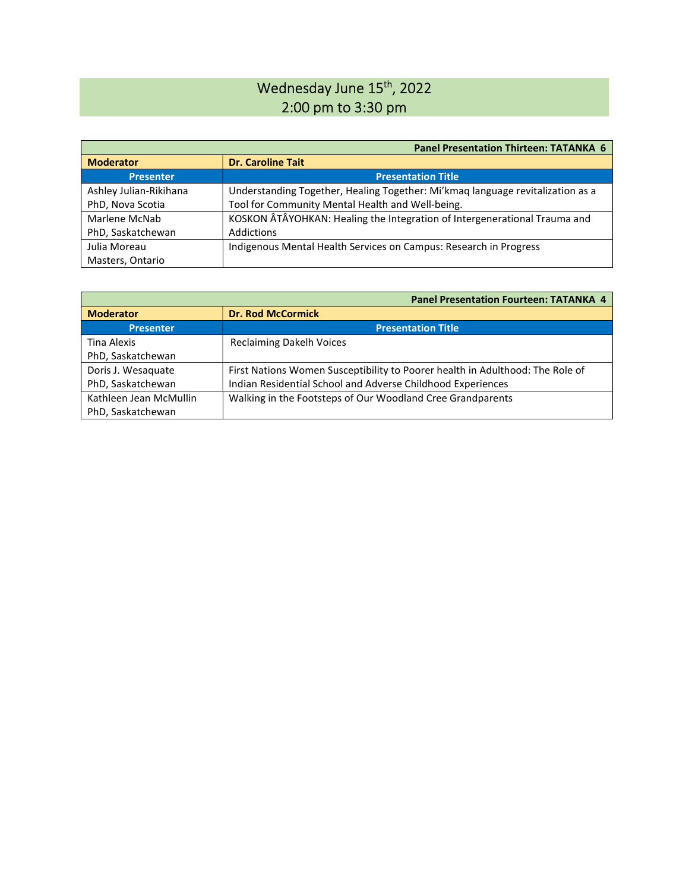# Wednesday June 15th, 2022
## 2:00 pm to 3:30 pm

| Panel Presentation Thirteen: TATANKA 6 | |
|---|---|
| **Moderator** | **Dr. Caroline Tait** |
| **Presenter** | **Presentation Title** |
| Ashley Julian-Rikihana<br>PhD, Nova Scotia | Understanding Together, Healing Together: Mi'kmaq language revitalization as a Tool for Community Mental Health and Well-being. |
| Marlene McNab<br>PhD, Saskatchewan | KOSKON ÂTÂYOHKAN: Healing the Integration of Intergenerational Trauma and Addictions |
| Julia Moreau<br>Masters, Ontario | Indigenous Mental Health Services on Campus: Research in Progress |

| Panel Presentation Fourteen: TATANKA 4 | |
|---|---|
| **Moderator** | **Dr. Rod McCormick** |
| **Presenter** | **Presentation Title** |
| Tina Alexis<br>PhD, Saskatchewan | Reclaiming Dakelh Voices |
| Doris J. Wesaquate<br>PhD, Saskatchewan | First Nations Women Susceptibility to Poorer health in Adulthood: The Role of Indian Residential School and Adverse Childhood Experiences |
| Kathleen Jean McMullin<br>PhD, Saskatchewan | Walking in the Footsteps of Our Woodland Cree Grandparents |